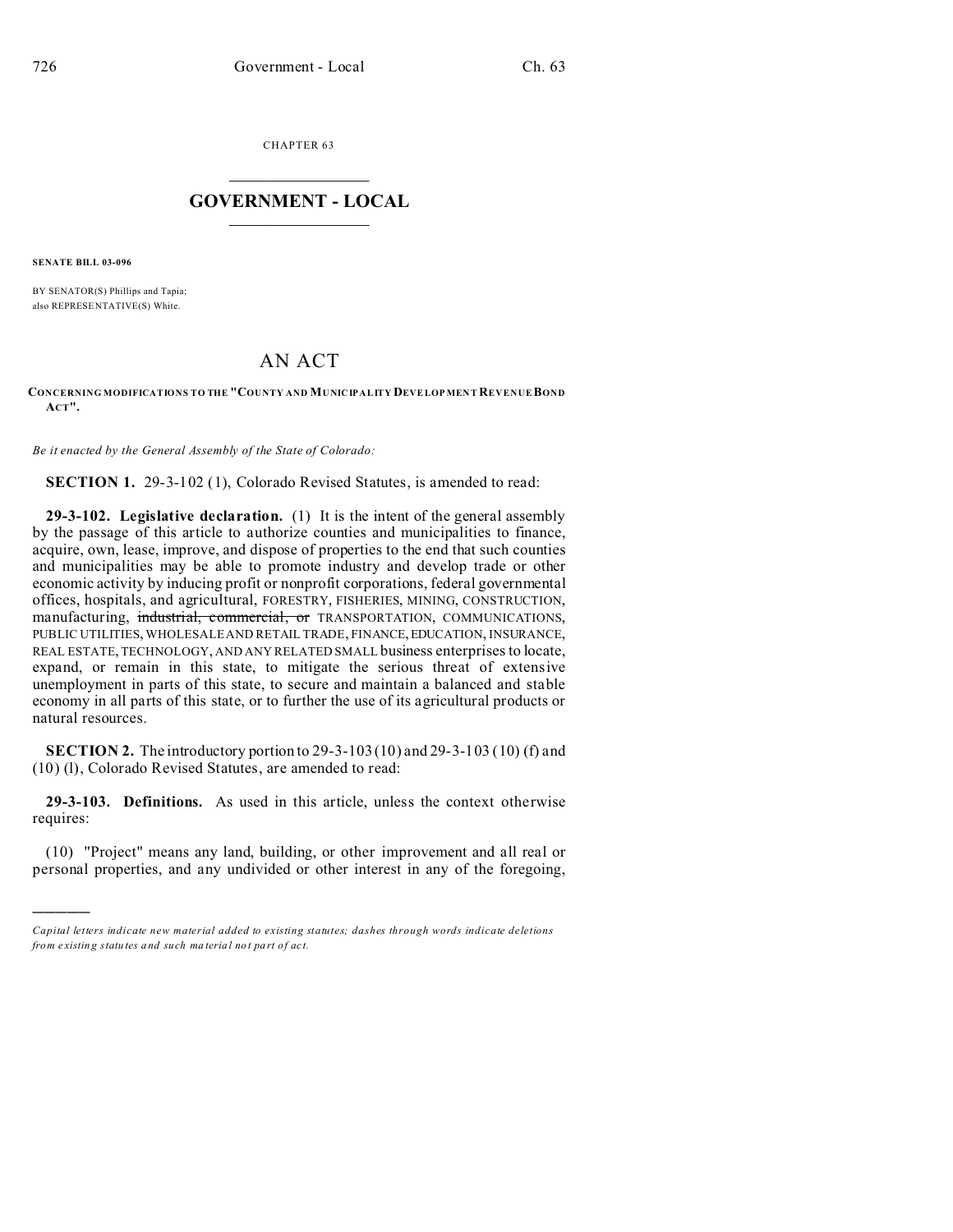CHAPTER 63

# GOVERNMENT - LOCAL

**SENATE BILL 03-096**

BY SENATOR(S) Phillips and Tapia;
also REPRESENTATIVE(S) White.

# AN ACT

**CONCERNING MODIFICATIONS TO THE "COUNTY AND MUNICIPALITY DEVELOPMENT REVENUE BOND ACT".**

*Be it enacted by the General Assembly of the State of Colorado:*

**SECTION 1.** 29-3-102 (1), Colorado Revised Statutes, is amended to read:

**29-3-102. Legislative declaration.** (1) It is the intent of the general assembly by the passage of this article to authorize counties and municipalities to finance, acquire, own, lease, improve, and dispose of properties to the end that such counties and municipalities may be able to promote industry and develop trade or other economic activity by inducing profit or nonprofit corporations, federal governmental offices, hospitals, and agricultural, FORESTRY, FISHERIES, MINING, CONSTRUCTION, manufacturing, ~~industrial, commercial, or~~ TRANSPORTATION, COMMUNICATIONS, PUBLIC UTILITIES, WHOLESALE AND RETAIL TRADE, FINANCE, EDUCATION, INSURANCE, REAL ESTATE, TECHNOLOGY, AND ANY RELATED SMALL business enterprises to locate, expand, or remain in this state, to mitigate the serious threat of extensive unemployment in parts of this state, to secure and maintain a balanced and stable economy in all parts of this state, or to further the use of its agricultural products or natural resources.

**SECTION 2.** The introductory portion to 29-3-103 (10) and 29-3-103 (10) (f) and (10) (l), Colorado Revised Statutes, are amended to read:

**29-3-103. Definitions.** As used in this article, unless the context otherwise requires:

(10) "Project" means any land, building, or other improvement and all real or personal properties, and any undivided or other interest in any of the foregoing,

---

*Capital letters indicate new material added to existing statutes; dashes through words indicate deletions from existing statutes and such material not part of act.*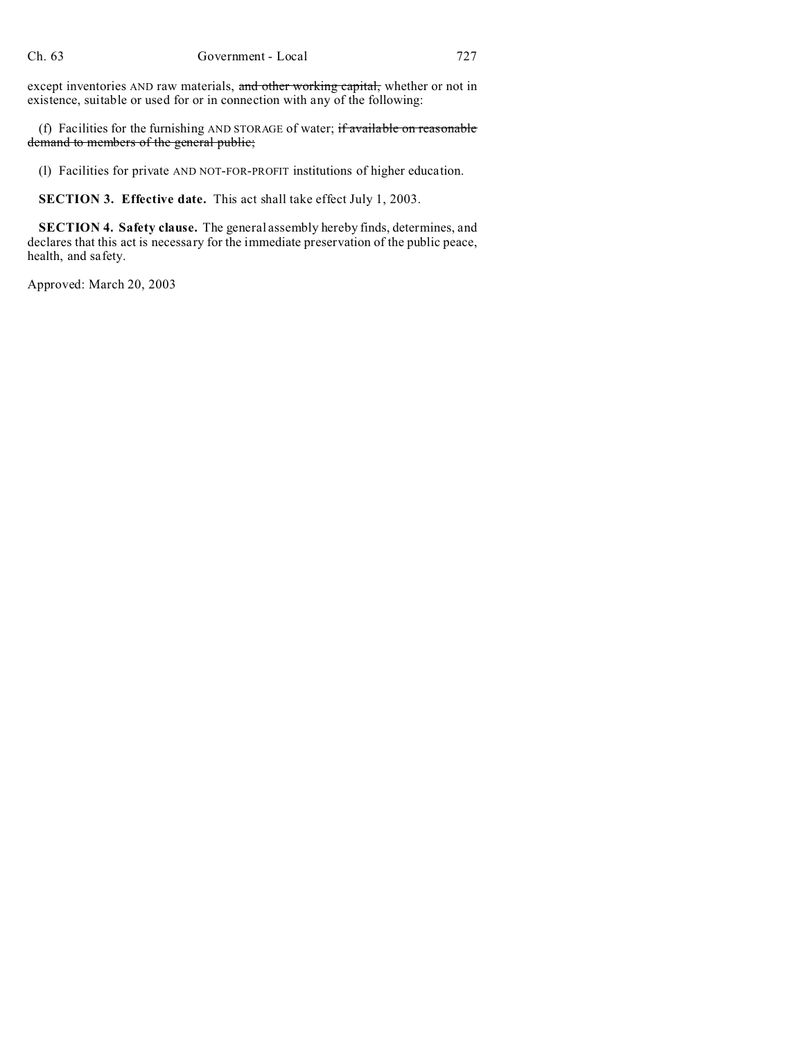except inventories AND raw materials, ~~and other working capital,~~ whether or not in existence, suitable or used for or in connection with any of the following:

(f) Facilities for the furnishing AND STORAGE of water; ~~if available on reasonable demand to members of the general public;~~

(l) Facilities for private AND NOT-FOR-PROFIT institutions of higher education.

**SECTION 3. Effective date.** This act shall take effect July 1, 2003.

**SECTION 4. Safety clause.** The general assembly hereby finds, determines, and declares that this act is necessary for the immediate preservation of the public peace, health, and safety.

Approved: March 20, 2003